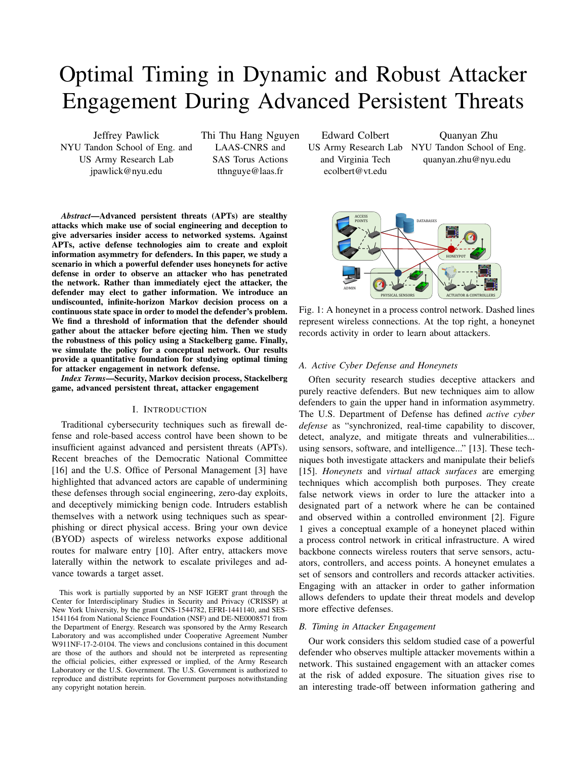# Optimal Timing in Dynamic and Robust Attacker Engagement During Advanced Persistent Threats

Jeffrey Pawlick
NYU Tandon School of Eng. and US Army Research Lab
jpawlick@nyu.edu

Thi Thu Hang Nguyen
LAAS-CNRS and SAS Torus Actions
tthnguye@laas.fr

Edward Colbert
US Army Research Lab and Virginia Tech
ecolbert@vt.edu

Quanyan Zhu
NYU Tandon School of Eng.
quanyan.zhu@nyu.edu

***Abstract*—Advanced persistent threats (APTs) are stealthy attacks which make use of social engineering and deception to give adversaries insider access to networked systems. Against APTs, active defense technologies aim to create and exploit information asymmetry for defenders. In this paper, we study a scenario in which a powerful defender uses honeynets for active defense in order to observe an attacker who has penetrated the network. Rather than immediately eject the attacker, the defender may elect to gather information. We introduce an undiscounted, infinite-horizon Markov decision process on a continuous state space in order to model the defender's problem. We find a threshold of information that the defender should gather about the attacker before ejecting him. Then we study the robustness of this policy using a Stackelberg game. Finally, we simulate the policy for a conceptual network. Our results provide a quantitative foundation for studying optimal timing for attacker engagement in network defense.**

***Index Terms*—Security, Markov decision process, Stackelberg game, advanced persistent threat, attacker engagement**

## I. Introduction

Traditional cybersecurity techniques such as firewall defense and role-based access control have been shown to be insufficient against advanced and persistent threats (APTs). Recent breaches of the Democratic National Committee [16] and the U.S. Office of Personal Management [3] have highlighted that advanced actors are capable of undermining these defenses through social engineering, zero-day exploits, and deceptively mimicking benign code. Intruders establish themselves with a network using techniques such as spear-phishing or direct physical access. Bring your own device (BYOD) aspects of wireless networks expose additional routes for malware entry [10]. After entry, attackers move laterally within the network to escalate privileges and advance towards a target asset.

This work is partially supported by an NSF IGERT grant through the Center for Interdisciplinary Studies in Security and Privacy (CRISSP) at New York University, by the grant CNS-1544782, EFRI-1441140, and SES-1541164 from National Science Foundation (NSF) and DE-NE0008571 from the Department of Energy. Research was sponsored by the Army Research Laboratory and was accomplished under Cooperative Agreement Number W911NF-17-2-0104. The views and conclusions contained in this document are those of the authors and should not be interpreted as representing the official policies, either expressed or implied, of the Army Research Laboratory or the U.S. Government. The U.S. Government is authorized to reproduce and distribute reprints for Government purposes notwithstanding any copyright notation herein.

Fig. 1: A honeynet in a process control network. Dashed lines represent wireless connections. At the top right, a honeynet records activity in order to learn about attackers.

### A. Active Cyber Defense and Honeynets

Often security research studies deceptive attackers and purely reactive defenders. But new techniques aim to allow defenders to gain the upper hand in information asymmetry. The U.S. Department of Defense has defined *active cyber defense* as "synchronized, real-time capability to discover, detect, analyze, and mitigate threats and vulnerabilities... using sensors, software, and intelligence..." [13]. These techniques both investigate attackers and manipulate their beliefs [15]. *Honeynets* and *virtual attack surfaces* are emerging techniques which accomplish both purposes. They create false network views in order to lure the attacker into a designated part of a network where he can be contained and observed within a controlled environment [2]. Figure 1 gives a conceptual example of a honeynet placed within a process control network in critical infrastructure. A wired backbone connects wireless routers that serve sensors, actuators, controllers, and access points. A honeynet emulates a set of sensors and controllers and records attacker activities. Engaging with an attacker in order to gather information allows defenders to update their threat models and develop more effective defenses.

### B. Timing in Attacker Engagement

Our work considers this seldom studied case of a powerful defender who observes multiple attacker movements within a network. This sustained engagement with an attacker comes at the risk of added exposure. The situation gives rise to an interesting trade-off between information gathering and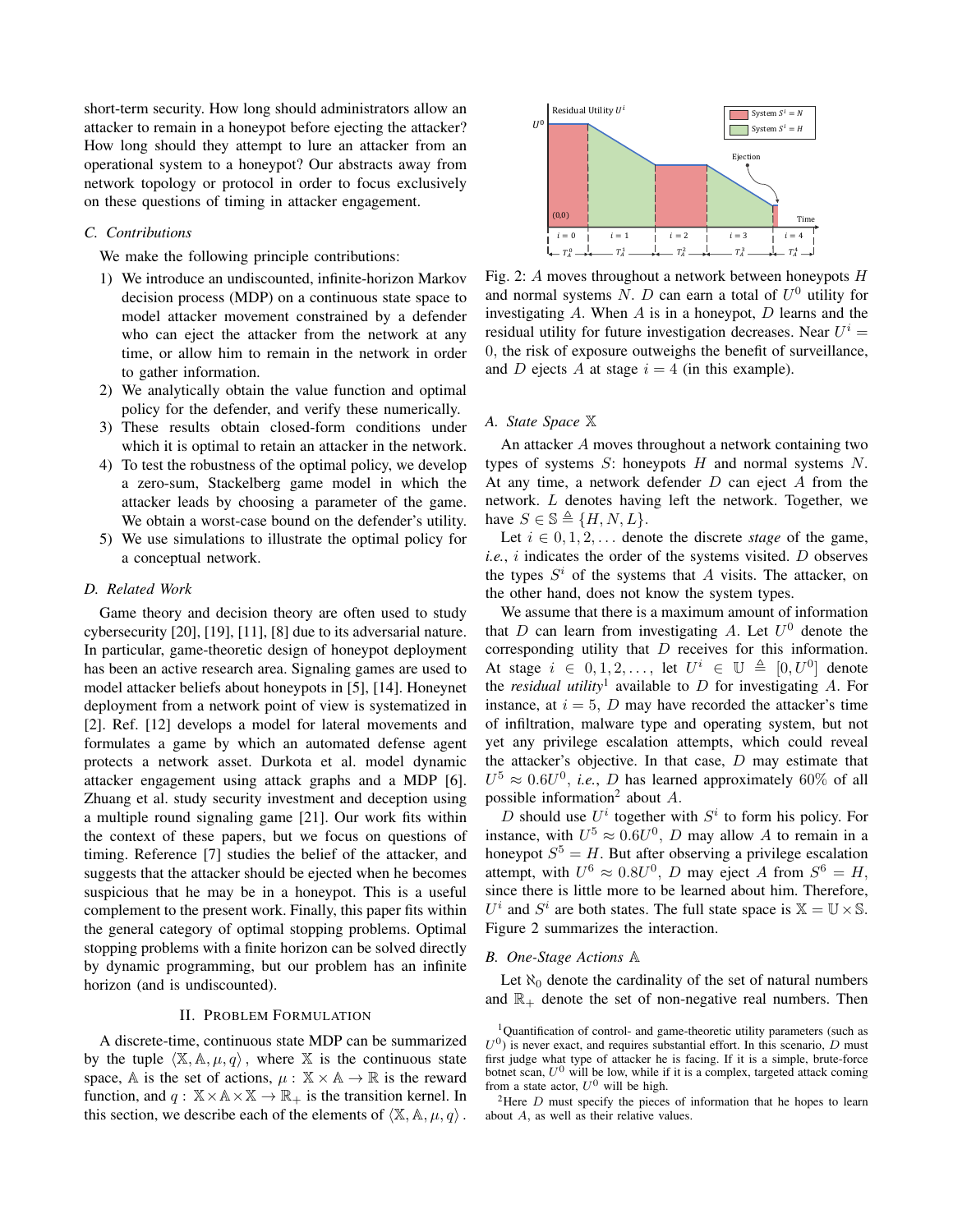short-term security. How long should administrators allow an attacker to remain in a honeypot before ejecting the attacker? How long should they attempt to lure an attacker from an operational system to a honeypot? Our abstracts away from network topology or protocol in order to focus exclusively on these questions of timing in attacker engagement.

### C. Contributions

We make the following principle contributions:

1) We introduce an undiscounted, infinite-horizon Markov decision process (MDP) on a continuous state space to model attacker movement constrained by a defender who can eject the attacker from the network at any time, or allow him to remain in the network in order to gather information.
2) We analytically obtain the value function and optimal policy for the defender, and verify these numerically.
3) These results obtain closed-form conditions under which it is optimal to retain an attacker in the network.
4) To test the robustness of the optimal policy, we develop a zero-sum, Stackelberg game model in which the attacker leads by choosing a parameter of the game. We obtain a worst-case bound on the defender's utility.
5) We use simulations to illustrate the optimal policy for a conceptual network.

### D. Related Work

Game theory and decision theory are often used to study cybersecurity [20], [19], [11], [8] due to its adversarial nature. In particular, game-theoretic design of honeypot deployment has been an active research area. Signaling games are used to model attacker beliefs about honeypots in [5], [14]. Honeynet deployment from a network point of view is systematized in [2]. Ref. [12] develops a model for lateral movements and formulates a game by which an automated defense agent protects a network asset. Durkota et al. model dynamic attacker engagement using attack graphs and a MDP [6]. Zhuang et al. study security investment and deception using a multiple round signaling game [21]. Our work fits within the context of these papers, but we focus on questions of timing. Reference [7] studies the belief of the attacker, and suggests that the attacker should be ejected when he becomes suspicious that he may be in a honeypot. This is a useful complement to the present work. Finally, this paper fits within the general category of optimal stopping problems. Optimal stopping problems with a finite horizon can be solved directly by dynamic programming, but our problem has an infinite horizon (and is undiscounted).

## II. Problem Formulation

A discrete-time, continuous state MDP can be summarized by the tuple $\langle \mathbb{X}, \mathbb{A}, \mu, q \rangle$, where $\mathbb{X}$ is the continuous state space, $\mathbb{A}$ is the set of actions, $\mu : \mathbb{X} \times \mathbb{A} \to \mathbb{R}$ is the reward function, and $q : \mathbb{X} \times \mathbb{A} \times \mathbb{X} \to \mathbb{R}_+$ is the transition kernel. In this section, we describe each of the elements of $\langle \mathbb{X}, \mathbb{A}, \mu, q \rangle$.

Fig. 2: $A$ moves throughout a network between honeypots $H$ and normal systems $N$. $D$ can earn a total of $U^0$ utility for investigating $A$. When $A$ is in a honeypot, $D$ learns and the residual utility for future investigation decreases. Near $U^i = 0$, the risk of exposure outweighs the benefit of surveillance, and $D$ ejects $A$ at stage $i = 4$ (in this example).

### A. State Space $\mathbb{X}$

An attacker $A$ moves throughout a network containing two types of systems $S$: honeypots $H$ and normal systems $N$. At any time, a network defender $D$ can eject $A$ from the network. $L$ denotes having left the network. Together, we have $S \in \mathbb{S} \triangleq \{H, N, L\}$.

Let $i \in 0, 1, 2, \ldots$ denote the discrete *stage* of the game, *i.e.*, $i$ indicates the order of the systems visited. $D$ observes the types $S^i$ of the systems that $A$ visits. The attacker, on the other hand, does not know the system types.

We assume that there is a maximum amount of information that $D$ can learn from investigating $A$. Let $U^0$ denote the corresponding utility that $D$ receives for this information. At stage $i \in 0, 1, 2, \ldots$, let $U^i \in \mathbb{U} \triangleq [0, U^0]$ denote the *residual utility*[1] available to $D$ for investigating $A$. For instance, at $i = 5$, $D$ may have recorded the attacker's time of infiltration, malware type and operating system, but not yet any privilege escalation attempts, which could reveal the attacker's objective. In that case, $D$ may estimate that $U^5 \approx 0.6U^0$, *i.e.*, $D$ has learned approximately 60% of all possible information[2] about $A$.

$D$ should use $U^i$ together with $S^i$ to form his policy. For instance, with $U^5 \approx 0.6U^0$, $D$ may allow $A$ to remain in a honeypot $S^5 = H$. But after observing a privilege escalation attempt, with $U^6 \approx 0.8U^0$, $D$ may eject $A$ from $S^6 = H$, since there is little more to be learned about him. Therefore, $U^i$ and $S^i$ are both states. The full state space is $\mathbb{X} = \mathbb{U} \times \mathbb{S}$. Figure 2 summarizes the interaction.

### B. One-Stage Actions $\mathbb{A}$

Let $\aleph_0$ denote the cardinality of the set of natural numbers and $\mathbb{R}_+$ denote the set of non-negative real numbers. Then

---

[1] Quantification of control- and game-theoretic utility parameters (such as $U^0$) is never exact, and requires substantial effort. In this scenario, $D$ must first judge what type of attacker he is facing. If it is a simple, brute-force botnet scan, $U^0$ will be low, while if it is a complex, targeted attack coming from a state actor, $U^0$ will be high.

[2] Here $D$ must specify the pieces of information that he hopes to learn about $A$, as well as their relative values.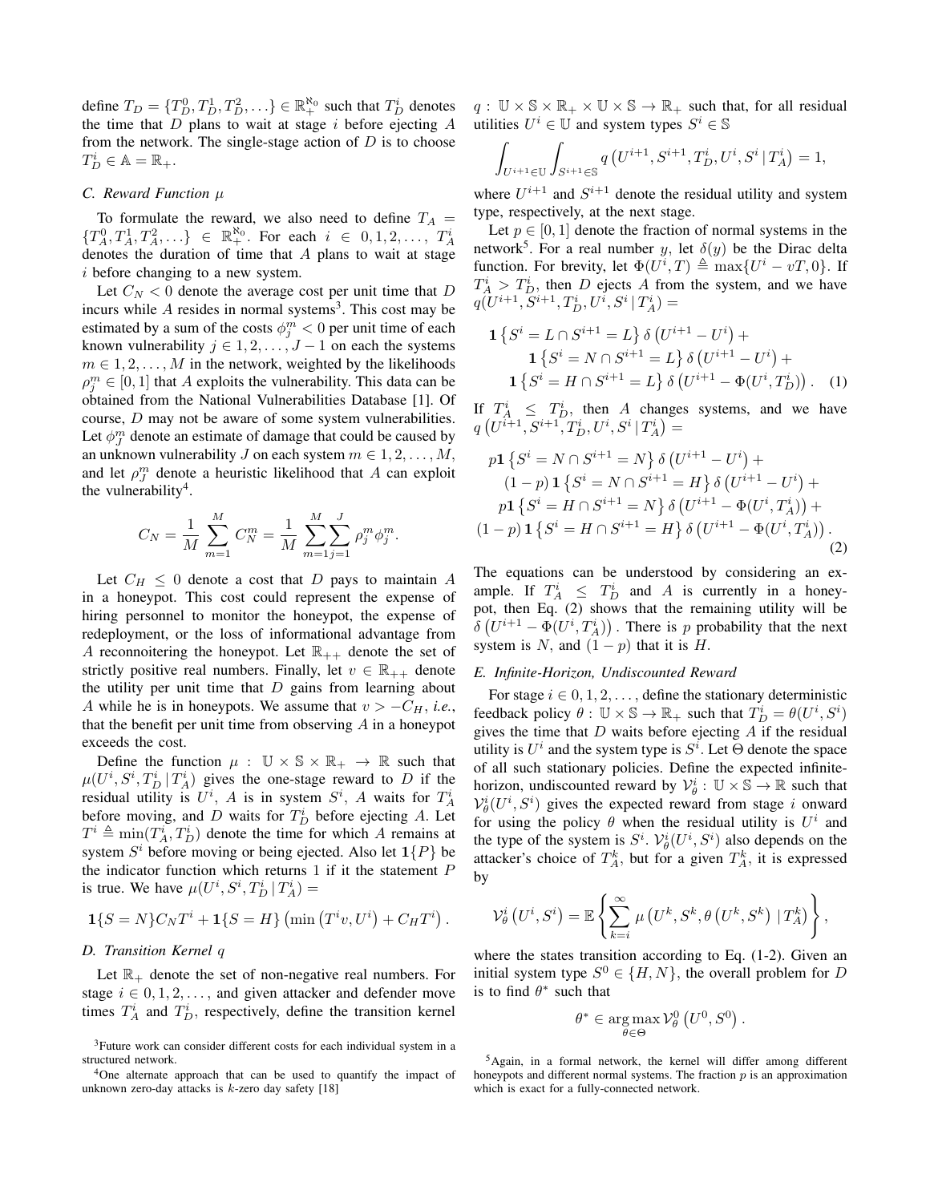define $T_D = \{T_D^0, T_D^1, T_D^2, \ldots\} \in \mathbb{R}_+^{\aleph_0}$ such that $T_D^i$ denotes the time that $D$ plans to wait at stage $i$ before ejecting $A$ from the network. The single-stage action of $D$ is to choose $T_D^i \in \mathbb{A} = \mathbb{R}_+$.

### C. Reward Function $\mu$

To formulate the reward, we also need to define $T_A = \{T_A^0, T_A^1, T_A^2, \ldots\} \in \mathbb{R}_+^{\aleph_0}$. For each $i \in 0, 1, 2, \ldots,$ $T_A^i$ denotes the duration of time that $A$ plans to wait at stage $i$ before changing to a new system.

Let $C_N < 0$ denote the average cost per unit time that $D$ incurs while $A$ resides in normal systems[3]. This cost may be estimated by a sum of the costs $\phi_j^m < 0$ per unit time of each known vulnerability $j \in 1, 2, \ldots, J-1$ on each the systems $m \in 1, 2, \ldots, M$ in the network, weighted by the likelihoods $\rho_j^m \in [0, 1]$ that $A$ exploits the vulnerability. This data can be obtained from the National Vulnerabilities Database [1]. Of course, $D$ may not be aware of some system vulnerabilities. Let $\phi_J^m$ denote an estimate of damage that could be caused by an unknown vulnerability $J$ on each system $m \in 1, 2, \ldots, M$, and let $\rho_J^m$ denote a heuristic likelihood that $A$ can exploit the vulnerability[4].

$$C_N = \frac{1}{M} \sum_{m=1}^{M} C_N^m = \frac{1}{M} \sum_{m=1}^{M} \sum_{j=1}^{J} \rho_j^m \phi_j^m.$$

Let $C_H \leq 0$ denote a cost that $D$ pays to maintain $A$ in a honeypot. This cost could represent the expense of hiring personnel to monitor the honeypot, the expense of redeployment, or the loss of informational advantage from $A$ reconnoitering the honeypot. Let $\mathbb{R}_{++}$ denote the set of strictly positive real numbers. Finally, let $v \in \mathbb{R}_{++}$ denote the utility per unit time that $D$ gains from learning about $A$ while he is in honeypots. We assume that $v > -C_H$, *i.e.*, that the benefit per unit time from observing $A$ in a honeypot exceeds the cost.

Define the function $\mu : \mathbb{U} \times \mathbb{S} \times \mathbb{R}_+ \to \mathbb{R}$ such that $\mu(U^i, S^i, T_D^i \,|\, T_A^i)$ gives the one-stage reward to $D$ if the residual utility is $U^i$, $A$ is in system $S^i$, $A$ waits for $T_A^i$ before moving, and $D$ waits for $T_D^i$ before ejecting $A$. Let $T^i \triangleq \min(T_A^i, T_D^i)$ denote the time for which $A$ remains at system $S^i$ before moving or being ejected. Also let $\mathbf{1}\{P\}$ be the indicator function which returns 1 if it the statement $P$ is true. We have $\mu(U^i, S^i, T_D^i \,|\, T_A^i) =$

$$\mathbf{1}\{S = N\} C_N T^i + \mathbf{1}\{S = H\} \left( \min\left(T^i v, U^i\right) + C_H T^i \right).$$

### D. Transition Kernel $q$

Let $\mathbb{R}_+$ denote the set of non-negative real numbers. For stage $i \in 0, 1, 2, \ldots,$ and given attacker and defender move times $T_A^i$ and $T_D^i$, respectively, define the transition kernel $q : \mathbb{U} \times \mathbb{S} \times \mathbb{R}_+ \times \mathbb{U} \times \mathbb{S} \to \mathbb{R}_+$ such that, for all residual utilities $U^i \in \mathbb{U}$ and system types $S^i \in \mathbb{S}$

$$\int_{U^{i+1} \in \mathbb{U}} \int_{S^{i+1} \in \mathbb{S}} q\left(U^{i+1}, S^{i+1}, T_D^i, U^i, S^i \,|\, T_A^i\right) = 1,$$

where $U^{i+1}$ and $S^{i+1}$ denote the residual utility and system type, respectively, at the next stage.

Let $p \in [0, 1]$ denote the fraction of normal systems in the network[5]. For a real number $y$, let $\delta(y)$ be the Dirac delta function. For brevity, let $\Phi(U^i, T) \triangleq \max\{U^i - vT, 0\}$. If $T_A^i > T_D^i$, then $D$ ejects $A$ from the system, and we have $q(U^{i+1}, S^{i+1}, T_D^i, U^i, S^i \,|\, T_A^i) =$

$$\begin{aligned}
&\mathbf{1}\left\{S^i = L \cap S^{i+1} = L\right\} \delta\left(U^{i+1} - U^i\right) + \\
&\quad \mathbf{1}\left\{S^i = N \cap S^{i+1} = L\right\} \delta\left(U^{i+1} - U^i\right) + \\
&\quad \mathbf{1}\left\{S^i = H \cap S^{i+1} = L\right\} \delta\left(U^{i+1} - \Phi(U^i, T_D^i)\right). \quad (1)
\end{aligned}$$

If $T_A^i \leq T_D^i$, then $A$ changes systems, and we have $q\left(U^{i+1}, S^{i+1}, T_D^i, U^i, S^i \,|\, T_A^i\right) =$

$$\begin{aligned}
&p\mathbf{1}\left\{S^i = N \cap S^{i+1} = N\right\} \delta\left(U^{i+1} - U^i\right) + \\
&\quad (1-p)\mathbf{1}\left\{S^i = N \cap S^{i+1} = H\right\} \delta\left(U^{i+1} - U^i\right) + \\
&\quad p\mathbf{1}\left\{S^i = H \cap S^{i+1} = N\right\} \delta\left(U^{i+1} - \Phi(U^i, T_A^i)\right) + \\
&(1-p)\mathbf{1}\left\{S^i = H \cap S^{i+1} = H\right\} \delta\left(U^{i+1} - \Phi(U^i, T_A^i)\right). \quad (2)
\end{aligned}$$

The equations can be understood by considering an example. If $T_A^i \leq T_D^i$ and $A$ is currently in a honeypot, then Eq. (2) shows that the remaining utility will be $\delta\left(U^{i+1} - \Phi(U^i, T_A^i)\right)$. There is $p$ probability that the next system is $N$, and $(1-p)$ that it is $H$.

### E. Infinite-Horizon, Undiscounted Reward

For stage $i \in 0, 1, 2, \ldots,$ define the stationary deterministic feedback policy $\theta : \mathbb{U} \times \mathbb{S} \to \mathbb{R}_+$ such that $T_D^i = \theta(U^i, S^i)$ gives the time that $D$ waits before ejecting $A$ if the residual utility is $U^i$ and the system type is $S^i$. Let $\Theta$ denote the space of all such stationary policies. Define the expected infinite-horizon, undiscounted reward by $\mathcal{V}_\theta^i : \mathbb{U} \times \mathbb{S} \to \mathbb{R}$ such that $\mathcal{V}_\theta^i(U^i, S^i)$ gives the expected reward from stage $i$ onward for using the policy $\theta$ when the residual utility is $U^i$ and the type of the system is $S^i$. $\mathcal{V}_\theta^i(U^i, S^i)$ also depends on the attacker's choice of $T_A^k$, but for a given $T_A^k$, it is expressed by

$$\mathcal{V}_\theta^i\left(U^i, S^i\right) = \mathbb{E}\left\{ \sum_{k=i}^{\infty} \mu\left(U^k, S^k, \theta\left(U^k, S^k\right) \,|\, T_A^k\right) \right\},$$

where the states transition according to Eq. (1-2). Given an initial system type $S^0 \in \{H, N\}$, the overall problem for $D$ is to find $\theta^*$ such that

$$\theta^* \in \underset{\theta \in \Theta}{\arg\max}\, \mathcal{V}_\theta^0\left(U^0, S^0\right).$$

---

[3] Future work can consider different costs for each individual system in a structured network.

[4] One alternate approach that can be used to quantify the impact of unknown zero-day attacks is $k$-zero day safety [18]

[5] Again, in a formal network, the kernel will differ among different honeypots and different normal systems. The fraction $p$ is an approximation which is exact for a fully-connected network.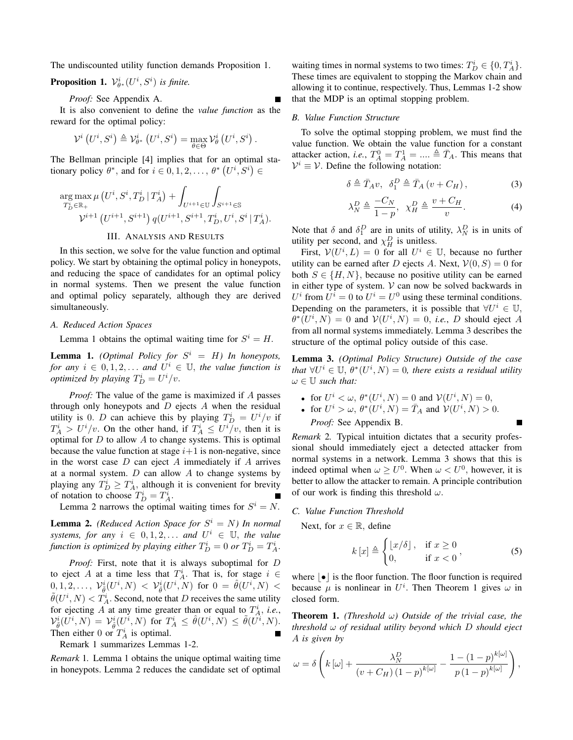The undiscounted utility function demands Proposition 1.

**Proposition 1.** *$\mathcal{V}^i_{\theta^*}(U^i, S^i)$ is finite.*

*Proof:* See Appendix A. ∎

It is also convenient to define the *value function* as the reward for the optimal policy:

$$\mathcal{V}^i\left(U^i, S^i\right) \triangleq \mathcal{V}^i_{\theta^*}\left(U^i, S^i\right) = \max_{\theta \in \Theta} \mathcal{V}^i_{\theta}\left(U^i, S^i\right).$$

The Bellman principle [4] implies that for an optimal stationary policy $\theta^*$, and for $i \in 0, 1, 2, \ldots, \theta^*\left(U^i, S^i\right) \in$

$$\underset{T^i_D \in \mathbb{R}_+}{\arg\max}\, \mu\left(U^i, S^i, T^i_D \,|\, T^i_A\right) + \int_{U^{i+1} \in \mathbb{U}} \int_{S^{i+1} \in \mathbb{S}} \mathcal{V}^{i+1}\left(U^{i+1}, S^{i+1}\right) q(U^{i+1}, S^{i+1}, T^i_D, U^i, S^i \,|\, T^i_A).$$

## III. Analysis and Results

In this section, we solve for the value function and optimal policy. We start by obtaining the optimal policy in honeypots, and reducing the space of candidates for an optimal policy in normal systems. Then we present the value function and optimal policy separately, although they are derived simultaneously.

### A. Reduced Action Spaces

Lemma 1 obtains the optimal waiting time for $S^i = H$.

**Lemma 1.** *(Optimal Policy for $S^i = H$) In honeypots, for any $i \in 0, 1, 2, \ldots$ and $U^i \in \mathbb{U}$, the value function is optimized by playing $T^i_D = U^i/v$.*

*Proof:* The value of the game is maximized if $A$ passes through only honeypots and $D$ ejects $A$ when the residual utility is 0. $D$ can achieve this by playing $T^i_D = U^i/v$ if $T^i_A > U^i/v$. On the other hand, if $T^i_A \leq U^i/v$, then it is optimal for $D$ to allow $A$ to change systems. This is optimal because the value function at stage $i+1$ is non-negative, since in the worst case $D$ can eject $A$ immediately if $A$ arrives at a normal system. $D$ can allow $A$ to change systems by playing any $T^i_D \geq T^i_A$, although it is convenient for brevity of notation to choose $T^i_D = T^i_A$. ∎

Lemma 2 narrows the optimal waiting times for $S^i = N$.

**Lemma 2.** *(Reduced Action Space for $S^i = N$) In normal systems, for any $i \in 0, 1, 2, \ldots$ and $U^i \in \mathbb{U}$, the value function is optimized by playing either $T^i_D = 0$ or $T^i_D = T^i_A$.*

*Proof:* First, note that it is always suboptimal for $D$ to eject $A$ at a time less that $T^i_A$. That is, for stage $i \in 0, 1, 2, \ldots$, $\mathcal{V}^i_{\tilde{\theta}}(U^i, N) < \mathcal{V}^i_{\hat{\theta}}(U^i, N)$ for $0 = \hat{\theta}(U^i, N) < \tilde{\theta}(U^i, N) < T^i_A$. Second, note that $D$ receives the same utility for ejecting $A$ at any time greater than or equal to $T^i_A$, *i.e.*, $\mathcal{V}^i_{\tilde{\theta}}(U^i, N) = \mathcal{V}^i_{\hat{\theta}}(U^i, N)$ for $T^i_A \leq \hat{\theta}(U^i, N) \leq \tilde{\theta}(U^i, N)$. Then either 0 or $T^i_A$ is optimal. ∎

Remark 1 summarizes Lemmas 1-2.

*Remark* 1. Lemma 1 obtains the unique optimal waiting time in honeypots. Lemma 2 reduces the candidate set of optimal waiting times in normal systems to two times: $T^i_D \in \{0, T^i_A\}$. These times are equivalent to stopping the Markov chain and allowing it to continue, respectively. Thus, Lemmas 1-2 show that the MDP is an optimal stopping problem.

### B. Value Function Structure

To solve the optimal stopping problem, we must find the value function. We obtain the value function for a constant attacker action, *i.e.*, $T^0_A = T^1_A = \ldots. \triangleq \bar{T}_A$. This means that $\mathcal{V}^i \equiv \mathcal{V}$. Define the following notation:

$$\delta \triangleq \bar{T}_A v, \quad \delta^D_1 \triangleq \bar{T}_A \left(v + C_H\right), \tag{3}$$

$$\lambda^D_N \triangleq \frac{-C_N}{1-p}, \quad \chi^D_H \triangleq \frac{v + C_H}{v}. \tag{4}$$

Note that $\delta$ and $\delta^D_1$ are in units of utility, $\lambda^D_N$ is in units of utility per second, and $\chi^D_H$ is unitless.

First, $\mathcal{V}(U^i, L) = 0$ for all $U^i \in \mathbb{U}$, because no further utility can be earned after $D$ ejects $A$. Next, $\mathcal{V}(0, S) = 0$ for both $S \in \{H, N\}$, because no positive utility can be earned in either type of system. $\mathcal{V}$ can now be solved backwards in $U^i$ from $U^i = 0$ to $U^i = U^0$ using these terminal conditions. Depending on the parameters, it is possible that $\forall U^i \in \mathbb{U}$, $\theta^*(U^i, N) = 0$ and $\mathcal{V}(U^i, N) = 0$, *i.e.*, $D$ should eject $A$ from all normal systems immediately. Lemma 3 describes the structure of the optimal policy outside of this case.

**Lemma 3.** *(Optimal Policy Structure) Outside of the case that $\forall U^i \in \mathbb{U}$, $\theta^*(U^i, N) = 0$, there exists a residual utility $\omega \in \mathbb{U}$ such that:*

- for $U^i < \omega$, $\theta^*(U^i, N) = 0$ and $\mathcal{V}(U^i, N) = 0$,
- for $U^i > \omega$, $\theta^*(U^i, N) = \bar{T}_A$ and $\mathcal{V}(U^i, N) > 0$.

*Proof:* See Appendix B. ∎

*Remark* 2. Typical intuition dictates that a security professional should immediately eject a detected attacker from normal systems in a network. Lemma 3 shows that this is indeed optimal when $\omega \geq U^0$. When $\omega < U^0$, however, it is better to allow the attacker to remain. A principle contribution of our work is finding this threshold $\omega$.

### C. Value Function Threshold

Next, for $x \in \mathbb{R}$, define

$$k\left[x\right] \triangleq \begin{cases} \lfloor x/\delta \rfloor, & \text{if } x \geq 0 \\ 0, & \text{if } x < 0 \end{cases}, \tag{5}$$

where $\lfloor \bullet \rfloor$ is the floor function. The floor function is required because $\mu$ is nonlinear in $U^i$. Then Theorem 1 gives $\omega$ in closed form.

**Theorem 1.** *(Threshold $\omega$) Outside of the trivial case, the threshold $\omega$ of residual utility beyond which $D$ should eject $A$ is given by*

$$\omega = \delta \left( k\left[\omega\right] + \frac{\lambda^D_N}{\left(v + C_H\right)\left(1-p\right)^{k[\omega]}} - \frac{1 - \left(1-p\right)^{k[\omega]}}{p\left(1-p\right)^{k[\omega]}} \right),$$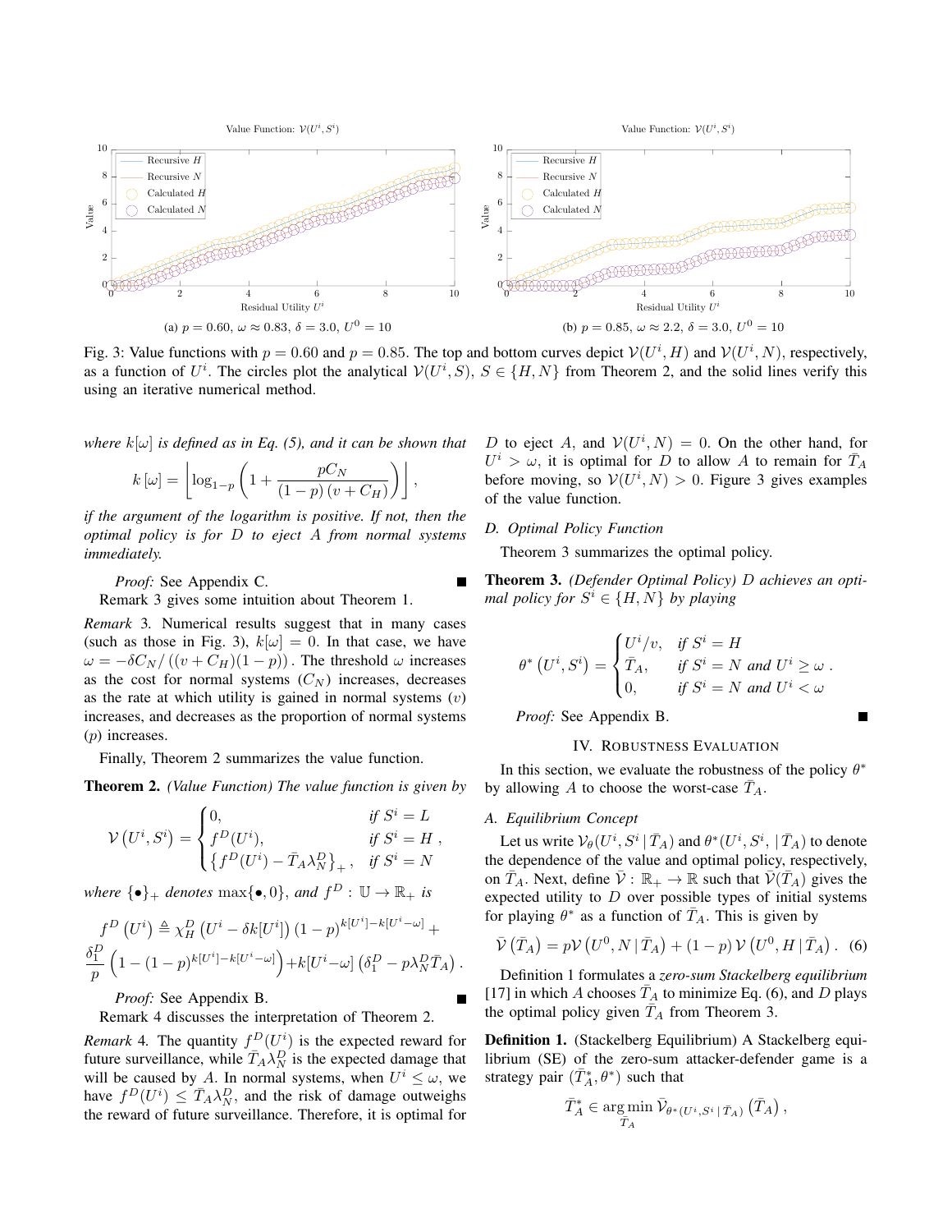Fig. 3: Value functions with $p = 0.60$ and $p = 0.85$. The top and bottom curves depict $\mathcal{V}(U^i, H)$ and $\mathcal{V}(U^i, N)$, respectively, as a function of $U^i$. The circles plot the analytical $\mathcal{V}(U^i, S)$, $S \in \{H, N\}$ from Theorem 2, and the solid lines verify this using an iterative numerical method.

(a) $p = 0.60$, $\omega \approx 0.83$, $\delta = 3.0$, $U^0 = 10$

(b) $p = 0.85$, $\omega \approx 2.2$, $\delta = 3.0$, $U^0 = 10$

*where $k[\omega]$ is defined as in Eq. (5), and it can be shown that*

$$k[\omega] = \left\lfloor \log_{1-p}\left(1 + \frac{pC_N}{(1-p)(v + C_H)}\right) \right\rfloor,$$

*if the argument of the logarithm is positive. If not, then the optimal policy is for $D$ to eject $A$ from normal systems immediately.*

*Proof:* See Appendix C. ∎

Remark 3 gives some intuition about Theorem 1.

*Remark* 3. Numerical results suggest that in many cases (such as those in Fig. 3), $k[\omega] = 0$. In that case, we have $\omega = -\delta C_N / ((v + C_H)(1-p))$. The threshold $\omega$ increases as the cost for normal systems ($C_N$) increases, decreases as the rate at which utility is gained in normal systems ($v$) increases, and decreases as the proportion of normal systems ($p$) increases.

Finally, Theorem 2 summarizes the value function.

**Theorem 2.** *(Value Function) The value function is given by*

$$\mathcal{V}\left(U^i, S^i\right) = \begin{cases} 0, & \text{if } S^i = L \\ f^D(U^i), & \text{if } S^i = H \\ \left\{f^D(U^i) - \bar{T}_A \lambda_N^D\right\}_+, & \text{if } S^i = N \end{cases},$$

*where $\{\bullet\}_+$ denotes $\max\{\bullet, 0\}$, and $f^D : \mathbb{U} \to \mathbb{R}_+$ is*

$$f^D\left(U^i\right) \triangleq \chi_H^D\left(U^i - \delta k[U^i]\right)(1-p)^{k[U^i] - k[U^i - \omega]} + \frac{\delta_1^D}{p}\left(1 - (1-p)^{k[U^i] - k[U^i - \omega]}\right) + k[U^i - \omega]\left(\delta_1^D - p\lambda_N^D \bar{T}_A\right).$$

*Proof:* See Appendix B. ∎

Remark 4 discusses the interpretation of Theorem 2.

*Remark* 4. The quantity $f^D(U^i)$ is the expected reward for future surveillance, while $\bar{T}_A \lambda_N^D$ is the expected damage that will be caused by $A$. In normal systems, when $U^i \leq \omega$, we have $f^D(U^i) \leq \bar{T}_A \lambda_N^D$, and the risk of damage outweighs the reward of future surveillance. Therefore, it is optimal for $D$ to eject $A$, and $\mathcal{V}(U^i, N) = 0$. On the other hand, for $U^i > \omega$, it is optimal for $D$ to allow $A$ to remain for $\bar{T}_A$ before moving, so $\mathcal{V}(U^i, N) > 0$. Figure 3 gives examples of the value function.

### D. Optimal Policy Function

Theorem 3 summarizes the optimal policy.

**Theorem 3.** *(Defender Optimal Policy) $D$ achieves an optimal policy for $S^i \in \{H, N\}$ by playing*

$$\theta^*\left(U^i, S^i\right) = \begin{cases} U^i / v, & \text{if } S^i = H \\ \bar{T}_A, & \text{if } S^i = N \text{ and } U^i \geq \omega \\ 0, & \text{if } S^i = N \text{ and } U^i < \omega \end{cases}.$$

*Proof:* See Appendix B. ∎

## IV. Robustness Evaluation

In this section, we evaluate the robustness of the policy $\theta^*$ by allowing $A$ to choose the worst-case $\bar{T}_A$.

### A. Equilibrium Concept

Let us write $\mathcal{V}_\theta(U^i, S^i \,|\, \bar{T}_A)$ and $\theta^*(U^i, S^i, \,|\, \bar{T}_A)$ to denote the dependence of the value and optimal policy, respectively, on $\bar{T}_A$. Next, define $\bar{\mathcal{V}} : \mathbb{R}_+ \to \mathbb{R}$ such that $\bar{\mathcal{V}}(\bar{T}_A)$ gives the expected utility to $D$ over possible types of initial systems for playing $\theta^*$ as a function of $\bar{T}_A$. This is given by

$$\bar{\mathcal{V}}\left(\bar{T}_A\right) = p\mathcal{V}\left(U^0, N \,|\, \bar{T}_A\right) + (1-p)\mathcal{V}\left(U^0, H \,|\, \bar{T}_A\right). \quad (6)$$

Definition 1 formulates a *zero-sum Stackelberg equilibrium* [17] in which $A$ chooses $\bar{T}_A$ to minimize Eq. (6), and $D$ plays the optimal policy given $\bar{T}_A$ from Theorem 3.

**Definition 1.** (Stackelberg Equilibrium) A Stackelberg equilibrium (SE) of the zero-sum attacker-defender game is a strategy pair $(\bar{T}_A^*, \theta^*)$ such that

$$\bar{T}_A^* \in \underset{\bar{T}_A}{\arg\min}\; \bar{\mathcal{V}}_{\theta^*(U^i, S^i \,|\, \bar{T}_A)}\left(\bar{T}_A\right),$$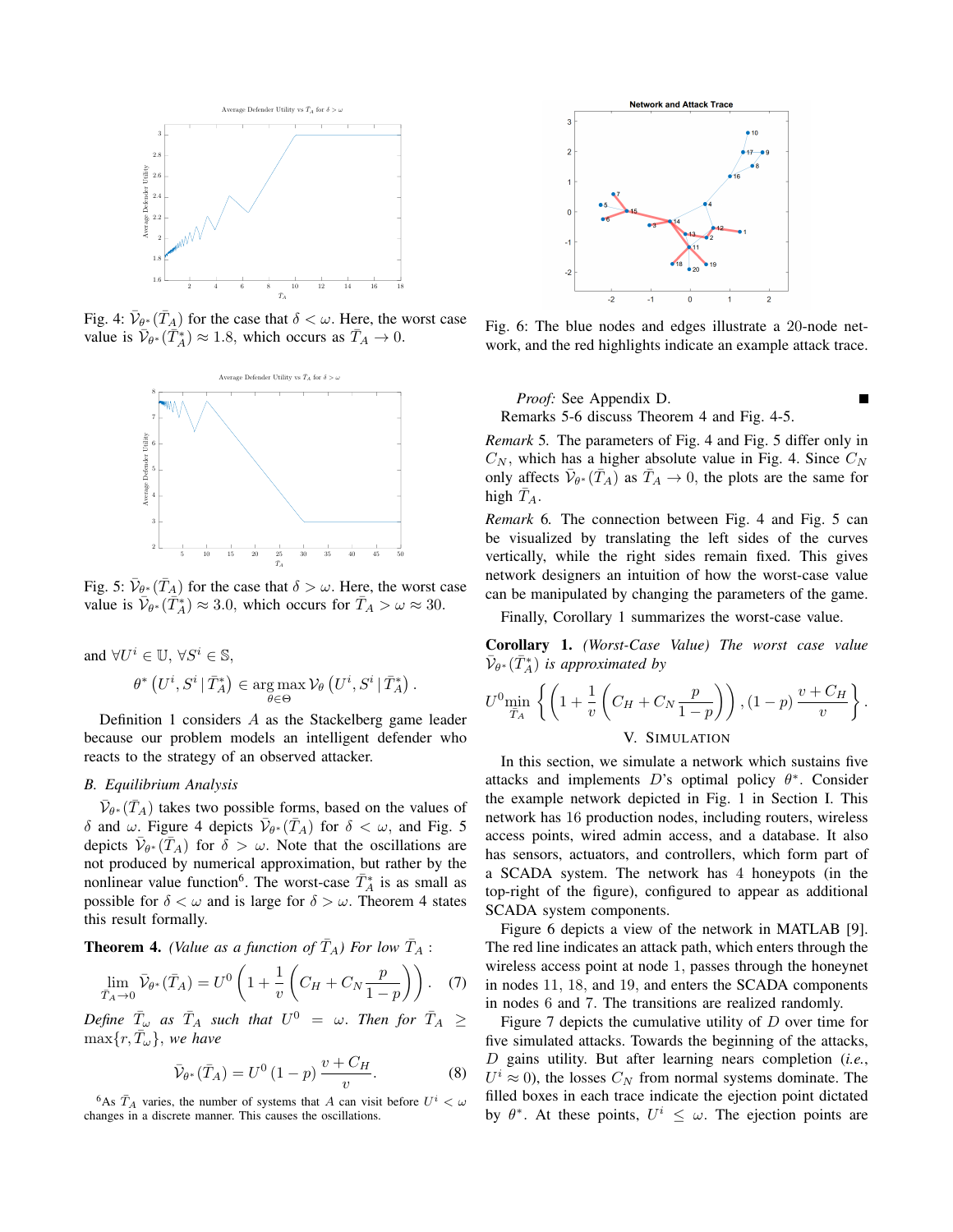Fig. 4: $\bar{\mathcal{V}}_{\theta^*}(\bar{T}_A)$ for the case that $\delta < \omega$. Here, the worst case value is $\bar{\mathcal{V}}_{\theta^*}(\bar{T}_A^*) \approx 1.8$, which occurs as $\bar{T}_A \to 0$.

Fig. 5: $\bar{\mathcal{V}}_{\theta^*}(\bar{T}_A)$ for the case that $\delta > \omega$. Here, the worst case value is $\bar{\mathcal{V}}_{\theta^*}(\bar{T}_A^*) \approx 3.0$, which occurs for $\bar{T}_A > \omega \approx 30$.

and $\forall U^i \in \mathbb{U}$, $\forall S^i \in \mathbb{S}$,

$$\theta^* \left( U^i, S^i \,|\, \bar{T}_A^* \right) \in \underset{\theta \in \Theta}{\arg\max}\, \mathcal{V}_\theta \left( U^i, S^i \,|\, \bar{T}_A^* \right).$$

Definition 1 considers $A$ as the Stackelberg game leader because our problem models an intelligent defender who reacts to the strategy of an observed attacker.

### B. Equilibrium Analysis

$\bar{\mathcal{V}}_{\theta^*}(\bar{T}_A)$ takes two possible forms, based on the values of $\delta$ and $\omega$. Figure 4 depicts $\bar{\mathcal{V}}_{\theta^*}(\bar{T}_A)$ for $\delta < \omega$, and Fig. 5 depicts $\bar{\mathcal{V}}_{\theta^*}(\bar{T}_A)$ for $\delta > \omega$. Note that the oscillations are not produced by numerical approximation, but rather by the nonlinear value function[6]. The worst-case $\bar{T}_A^*$ is as small as possible for $\delta < \omega$ and is large for $\delta > \omega$. Theorem 4 states this result formally.

**Theorem 4.** *(Value as a function of $\bar{T}_A$) For low $\bar{T}_A$ :*

$$\lim_{\bar{T}_A \to 0} \bar{\mathcal{V}}_{\theta^*}(\bar{T}_A) = U^0 \left( 1 + \frac{1}{v} \left( C_H + C_N \frac{p}{1-p} \right) \right). \quad (7)$$

*Define $\bar{T}_\omega$ as $\bar{T}_A$ such that $U^0 = \omega$. Then for $\bar{T}_A \geq \max\{r, \bar{T}_\omega\}$, we have*

$$\bar{\mathcal{V}}_{\theta^*}(\bar{T}_A) = U^0 (1-p) \frac{v + C_H}{v}. \quad (8)$$

[6]As $\bar{T}_A$ varies, the number of systems that $A$ can visit before $U^i < \omega$ changes in a discrete manner. This causes the oscillations.

Fig. 6: The blue nodes and edges illustrate a 20-node network, and the red highlights indicate an example attack trace.

*Proof:* See Appendix D. ∎

Remarks 5-6 discuss Theorem 4 and Fig. 4-5.

*Remark 5.* The parameters of Fig. 4 and Fig. 5 differ only in $C_N$, which has a higher absolute value in Fig. 4. Since $C_N$ only affects $\bar{\mathcal{V}}_{\theta^*}(\bar{T}_A)$ as $\bar{T}_A \to 0$, the plots are the same for high $\bar{T}_A$.

*Remark 6.* The connection between Fig. 4 and Fig. 5 can be visualized by translating the left sides of the curves vertically, while the right sides remain fixed. This gives network designers an intuition of how the worst-case value can be manipulated by changing the parameters of the game.

Finally, Corollary 1 summarizes the worst-case value.

**Corollary 1.** *(Worst-Case Value) The worst case value $\bar{\mathcal{V}}_{\theta^*}(\bar{T}_A^*)$ is approximated by*

$$U^0 \min_{\bar{T}_A} \left\{ \left( 1 + \frac{1}{v} \left( C_H + C_N \frac{p}{1-p} \right) \right), (1-p) \frac{v + C_H}{v} \right\}.$$

## V. Simulation

In this section, we simulate a network which sustains five attacks and implements $D$'s optimal policy $\theta^*$. Consider the example network depicted in Fig. 1 in Section I. This network has 16 production nodes, including routers, wireless access points, wired admin access, and a database. It also has sensors, actuators, and controllers, which form part of a SCADA system. The network has 4 honeypots (in the top-right of the figure), configured to appear as additional SCADA system components.

Figure 6 depicts a view of the network in MATLAB [9]. The red line indicates an attack path, which enters through the wireless access point at node 1, passes through the honeynet in nodes 11, 18, and 19, and enters the SCADA components in nodes 6 and 7. The transitions are realized randomly.

Figure 7 depicts the cumulative utility of $D$ over time for five simulated attacks. Towards the beginning of the attacks, $D$ gains utility. But after learning nears completion (*i.e.*, $U^i \approx 0$), the losses $C_N$ from normal systems dominate. The filled boxes in each trace indicate the ejection point dictated by $\theta^*$. At these points, $U^i \leq \omega$. The ejection points are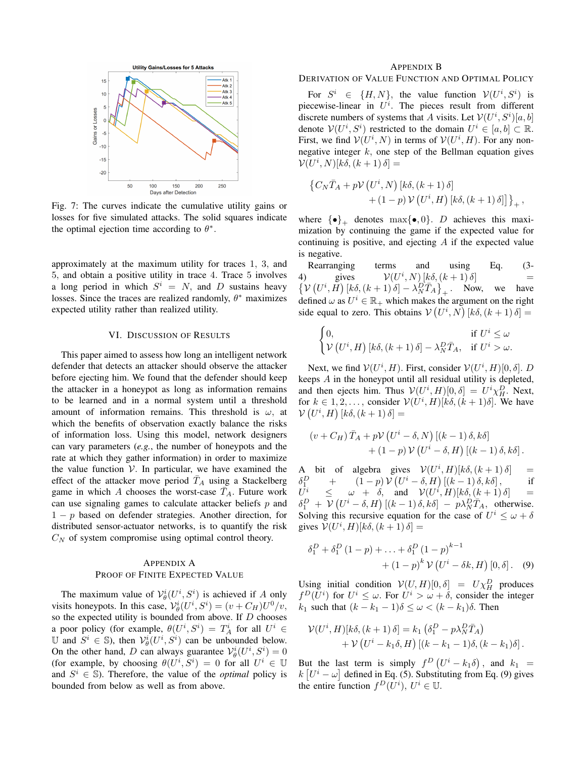Fig. 7: The curves indicate the cumulative utility gains or losses for five simulated attacks. The solid squares indicate the optimal ejection time according to $\theta^*$.

approximately at the maximum utility for traces 1, 3, and 5, and obtain a positive utility in trace 4. Trace 5 involves a long period in which $S^i = N$, and $D$ sustains heavy losses. Since the traces are realized randomly, $\theta^*$ maximizes expected utility rather than realized utility.

## VI. Discussion of Results

This paper aimed to assess how long an intelligent network defender that detects an attacker should observe the attacker before ejecting him. We found that the defender should keep the attacker in a honeypot as long as information remains to be learned and in a normal system until a threshold amount of information remains. This threshold is $\omega$, at which the benefits of observation exactly balance the risks of information loss. Using this model, network designers can vary parameters (*e.g.*, the number of honeypots and the rate at which they gather information) in order to maximize the value function $\mathcal{V}$. In particular, we have examined the effect of the attacker move period $\bar{T}_A$ using a Stackelberg game in which $A$ chooses the worst-case $\bar{T}_A$. Future work can use signaling games to calculate attacker beliefs $p$ and $1-p$ based on defender strategies. Another direction, for distributed sensor-actuator networks, is to quantify the risk $C_N$ of system compromise using optimal control theory.

## Appendix A
## Proof of Finite Expected Value

The maximum value of $\mathcal{V}_\theta^i(U^i, S^i)$ is achieved if $A$ only visits honeypots. In this case, $\mathcal{V}_\theta^i(U^i, S^i) = (v + C_H)U^0/v$, so the expected utility is bounded from above. If $D$ chooses a poor policy (for example, $\theta(U^i, S^i) = T_A^i$ for all $U^i \in \mathbb{U}$ and $S^i \in \mathbb{S}$), then $\mathcal{V}_\theta^i(U^i, S^i)$ can be unbounded below. On the other hand, $D$ can always guarantee $\mathcal{V}_\theta^i(U^i, S^i) = 0$ (for example, by choosing $\theta(U^i, S^i) = 0$ for all $U^i \in \mathbb{U}$ and $S^i \in \mathbb{S}$). Therefore, the value of the *optimal* policy is bounded from below as well as from above.

## Appendix B
## Derivation of Value Function and Optimal Policy

For $S^i \in \{H, N\}$, the value function $\mathcal{V}(U^i, S^i)$ is piecewise-linear in $U^i$. The pieces result from different discrete numbers of systems that $A$ visits. Let $\mathcal{V}(U^i, S^i)[a, b]$ denote $\mathcal{V}(U^i, S^i)$ restricted to the domain $U^i \in [a, b] \subset \mathbb{R}$. First, we find $\mathcal{V}(U^i, N)$ in terms of $\mathcal{V}(U^i, H)$. For any non-negative integer $k$, one step of the Bellman equation gives $\mathcal{V}(U^i, N)[k\delta, (k+1)\delta] =$

$$\Big\{ C_N \bar{T}_A + p\mathcal{V}\left(U^i, N\right)[k\delta, (k+1)\delta] + (1-p)\,\mathcal{V}\left(U^i, H\right)[k\delta, (k+1)\delta] \Big\}_+ ,$$

where $\{\bullet\}_+$ denotes $\max\{\bullet, 0\}$. $D$ achieves this maximization by continuing the game if the expected value for continuing is positive, and ejecting $A$ if the expected value is negative.

Rearranging terms and using Eq. (3-4) gives $\mathcal{V}(U^i, N)[k\delta, (k+1)\delta] = \left\{ \mathcal{V}\left(U^i, H\right)[k\delta, (k+1)\delta] - \lambda_N^D \bar{T}_A \right\}_+$. Now, we have defined $\omega$ as $U^i \in \mathbb{R}_+$ which makes the argument on the right side equal to zero. This obtains $\mathcal{V}\left(U^i, N\right)[k\delta, (k+1)\delta] =$

$$\begin{cases} 0, & \text{if } U^i \leq \omega \\ \mathcal{V}\left(U^i, H\right)[k\delta, (k+1)\delta] - \lambda_N^D \bar{T}_A, & \text{if } U^i > \omega. \end{cases}$$

Next, we find $\mathcal{V}(U^i, H)$. First, consider $\mathcal{V}(U^i, H)[0, \delta]$. $D$ keeps $A$ in the honeypot until all residual utility is depleted, and then ejects him. Thus $\mathcal{V}(U^i, H)[0, \delta] = U^i \chi_H^D$. Next, for $k \in 1, 2, \ldots$, consider $\mathcal{V}(U^i, H)[k\delta, (k+1)\delta]$. We have $\mathcal{V}\left(U^i, H\right)[k\delta, (k+1)\delta] =$

$$(v + C_H)\bar{T}_A + p\mathcal{V}\left(U^i - \delta, N\right)[(k-1)\delta, k\delta] + (1-p)\,\mathcal{V}\left(U^i - \delta, H\right)[(k-1)\delta, k\delta].$$

A bit of algebra gives $\mathcal{V}(U^i, H)[k\delta, (k+1)\delta] = \delta_1^D + (1-p)\,\mathcal{V}\left(U^i - \delta, H\right)[(k-1)\delta, k\delta]$, if $U^i \leq \omega + \delta$, and $\mathcal{V}(U^i, H)[k\delta, (k+1)\delta] = \delta_1^D + \mathcal{V}\left(U^i - \delta, H\right)[(k-1)\delta, k\delta] - p\lambda_N^D \bar{T}_A$, otherwise. Solving this recursive equation for the case of $U^i \leq \omega + \delta$ gives $\mathcal{V}(U^i, H)[k\delta, (k+1)\delta] =$

$$\delta_1^D + \delta_1^D(1-p) + \ldots + \delta_1^D(1-p)^{k-1} + (1-p)^k\,\mathcal{V}\left(U^i - \delta k, H\right)[0, \delta]. \quad (9)$$

Using initial condition $\mathcal{V}(U, H)[0, \delta] = U\chi_H^D$ produces $f^D(U^i)$ for $U^i \leq \omega$. For $U^i > \omega + \delta$, consider the integer $k_1$ such that $(k - k_1 - 1)\delta \leq \omega < (k - k_1)\delta$. Then

$$\mathcal{V}(U^i, H)[k\delta, (k+1)\delta] = k_1\left(\delta_1^D - p\lambda_N^D \bar{T}_A\right) + \mathcal{V}\left(U^i - k_1\delta, H\right)[(k - k_1 - 1)\delta, (k - k_1)\delta].$$

But the last term is simply $f^D\left(U^i - k_1\delta\right)$, and $k_1 = k\left[U^i - \omega\right]$ defined in Eq. (5). Substituting from Eq. (9) gives the entire function $f^D(U^i)$, $U^i \in \mathbb{U}$.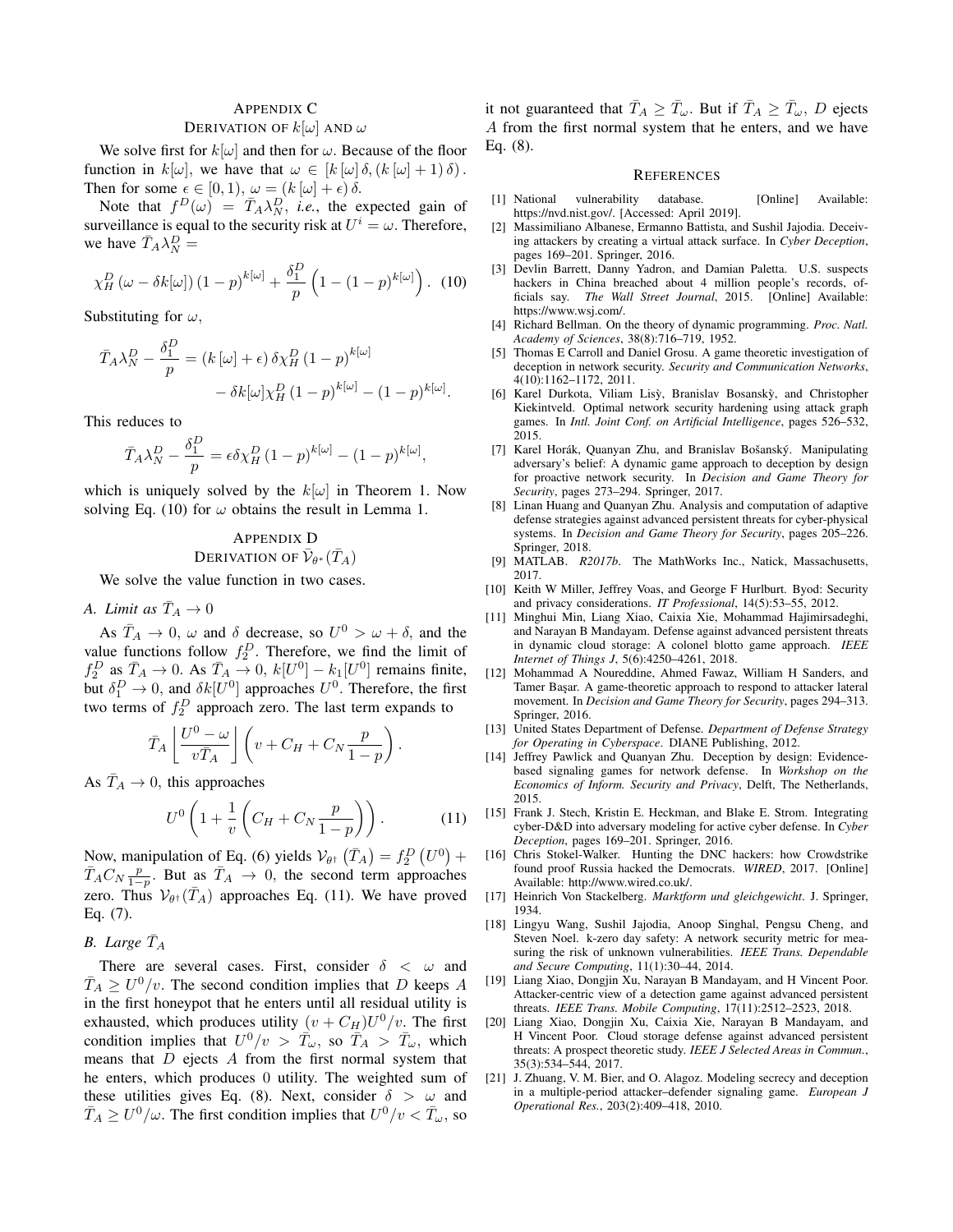## APPENDIX C
## DERIVATION OF $k[\omega]$ AND $\omega$

We solve first for $k[\omega]$ and then for $\omega$. Because of the floor function in $k[\omega]$, we have that $\omega \in [k[\omega]\delta, (k[\omega]+1)\delta)$. Then for some $\epsilon \in [0,1)$, $\omega = (k[\omega]+\epsilon)\delta$.

Note that $f^D(\omega) = \bar{T}_A \lambda_N^D$, *i.e.*, the expected gain of surveillance is equal to the security risk at $U^i = \omega$. Therefore, we have $\bar{T}_A \lambda_N^D =$

$$\chi_H^D (\omega - \delta k[\omega]) (1-p)^{k[\omega]} + \frac{\delta_1^D}{p}\left(1 - (1-p)^{k[\omega]}\right). \quad (10)$$

Substituting for $\omega$,

$$\bar{T}_A \lambda_N^D - \frac{\delta_1^D}{p} = (k[\omega]+\epsilon)\delta\chi_H^D (1-p)^{k[\omega]} - \delta k[\omega]\chi_H^D (1-p)^{k[\omega]} - (1-p)^{k[\omega]}.$$

This reduces to

$$\bar{T}_A \lambda_N^D - \frac{\delta_1^D}{p} = \epsilon\delta\chi_H^D (1-p)^{k[\omega]} - (1-p)^{k[\omega]},$$

which is uniquely solved by the $k[\omega]$ in Theorem 1. Now solving Eq. (10) for $\omega$ obtains the result in Lemma 1.

## APPENDIX D
## DERIVATION OF $\bar{\mathcal{V}}_{\theta^*}(\bar{T}_A)$

We solve the value function in two cases.

### *A. Limit as $\bar{T}_A \to 0$*

As $\bar{T}_A \to 0$, $\omega$ and $\delta$ decrease, so $U^0 > \omega + \delta$, and the value functions follow $f_2^D$. Therefore, we find the limit of $f_2^D$ as $\bar{T}_A \to 0$. As $\bar{T}_A \to 0$, $k[U^0] - k_1[U^0]$ remains finite, but $\delta_1^D \to 0$, and $\delta k[U^0]$ approaches $U^0$. Therefore, the first two terms of $f_2^D$ approach zero. The last term expands to

$$\bar{T}_A \left\lfloor \frac{U^0 - \omega}{v\bar{T}_A} \right\rfloor \left(v + C_H + C_N \frac{p}{1-p}\right).$$

As $\bar{T}_A \to 0$, this approaches

$$U^0 \left(1 + \frac{1}{v}\left(C_H + C_N \frac{p}{1-p}\right)\right). \quad (11)$$

Now, manipulation of Eq. (6) yields $\mathcal{V}_{\theta^\dagger}(\bar{T}_A) = f_2^D(U^0) + \bar{T}_A C_N \frac{p}{1-p}$. But as $\bar{T}_A \to 0$, the second term approaches zero. Thus $\mathcal{V}_{\theta^\dagger}(\bar{T}_A)$ approaches Eq. (11). We have proved Eq. (7).

### *B. Large $\bar{T}_A$*

There are several cases. First, consider $\delta < \omega$ and $\bar{T}_A \geq U^0/v$. The second condition implies that $D$ keeps $A$ in the first honeypot that he enters until all residual utility is exhausted, which produces utility $(v + C_H)U^0/v$. The first condition implies that $U^0/v > \bar{T}_\omega$, so $\bar{T}_A > \bar{T}_\omega$, which means that $D$ ejects $A$ from the first normal system that he enters, which produces 0 utility. The weighted sum of these utilities gives Eq. (8). Next, consider $\delta > \omega$ and $\bar{T}_A \geq U^0/\omega$. The first condition implies that $U^0/v < \bar{T}_\omega$, so it not guaranteed that $\bar{T}_A \geq \bar{T}_\omega$. But if $\bar{T}_A \geq \bar{T}_\omega$, $D$ ejects $A$ from the first normal system that he enters, and we have Eq. (8).

## REFERENCES

[1] National vulnerability database. [Online] Available: https://nvd.nist.gov/. [Accessed: April 2019].

[2] Massimiliano Albanese, Ermanno Battista, and Sushil Jajodia. Deceiving attackers by creating a virtual attack surface. In *Cyber Deception*, pages 169–201. Springer, 2016.

[3] Devlin Barrett, Danny Yadron, and Damian Paletta. U.S. suspects hackers in China breached about 4 million people's records, officials say. *The Wall Street Journal*, 2015. [Online] Available: https://www.wsj.com/.

[4] Richard Bellman. On the theory of dynamic programming. *Proc. Natl. Academy of Sciences*, 38(8):716–719, 1952.

[5] Thomas E Carroll and Daniel Grosu. A game theoretic investigation of deception in network security. *Security and Communication Networks*, 4(10):1162–1172, 2011.

[6] Karel Durkota, Viliam Lisỳ, Branislav Bosanskỳ, and Christopher Kiekintveld. Optimal network security hardening using attack graph games. In *Intl. Joint Conf. on Artificial Intelligence*, pages 526–532, 2015.

[7] Karel Horák, Quanyan Zhu, and Branislav Bošanský. Manipulating adversary's belief: A dynamic game approach to deception by design for proactive network security. In *Decision and Game Theory for Security*, pages 273–294. Springer, 2017.

[8] Linan Huang and Quanyan Zhu. Analysis and computation of adaptive defense strategies against advanced persistent threats for cyber-physical systems. In *Decision and Game Theory for Security*, pages 205–226. Springer, 2018.

[9] MATLAB. *R2017b*. The MathWorks Inc., Natick, Massachusetts, 2017.

[10] Keith W Miller, Jeffrey Voas, and George F Hurlburt. Byod: Security and privacy considerations. *IT Professional*, 14(5):53–55, 2012.

[11] Minghui Min, Liang Xiao, Caixia Xie, Mohammad Hajimirsadeghi, and Narayan B Mandayam. Defense against advanced persistent threats in dynamic cloud storage: A colonel blotto game approach. *IEEE Internet of Things J*, 5(6):4250–4261, 2018.

[12] Mohammad A Noureddine, Ahmed Fawaz, William H Sanders, and Tamer Başar. A game-theoretic approach to respond to attacker lateral movement. In *Decision and Game Theory for Security*, pages 294–313. Springer, 2016.

[13] United States Department of Defense. *Department of Defense Strategy for Operating in Cyberspace*. DIANE Publishing, 2012.

[14] Jeffrey Pawlick and Quanyan Zhu. Deception by design: Evidence-based signaling games for network defense. In *Workshop on the Economics of Inform. Security and Privacy*, Delft, The Netherlands, 2015.

[15] Frank J. Stech, Kristin E. Heckman, and Blake E. Strom. Integrating cyber-D&D into adversary modeling for active cyber defense. In *Cyber Deception*, pages 169–201. Springer, 2016.

[16] Chris Stokel-Walker. Hunting the DNC hackers: how Crowdstrike found proof Russia hacked the Democrats. *WIRED*, 2017. [Online] Available: http://www.wired.co.uk/.

[17] Heinrich Von Stackelberg. *Marktform und gleichgewicht*. J. Springer, 1934.

[18] Lingyu Wang, Sushil Jajodia, Anoop Singhal, Pengsu Cheng, and Steven Noel. k-zero day safety: A network security metric for measuring the risk of unknown vulnerabilities. *IEEE Trans. Dependable and Secure Computing*, 11(1):30–44, 2014.

[19] Liang Xiao, Dongjin Xu, Narayan B Mandayam, and H Vincent Poor. Attacker-centric view of a detection game against advanced persistent threats. *IEEE Trans. Mobile Computing*, 17(11):2512–2523, 2018.

[20] Liang Xiao, Dongjin Xu, Caixia Xie, Narayan B Mandayam, and H Vincent Poor. Cloud storage defense against advanced persistent threats: A prospect theoretic study. *IEEE J Selected Areas in Commun.*, 35(3):534–544, 2017.

[21] J. Zhuang, V. M. Bier, and O. Alagoz. Modeling secrecy and deception in a multiple-period attacker–defender signaling game. *European J Operational Res.*, 203(2):409–418, 2010.